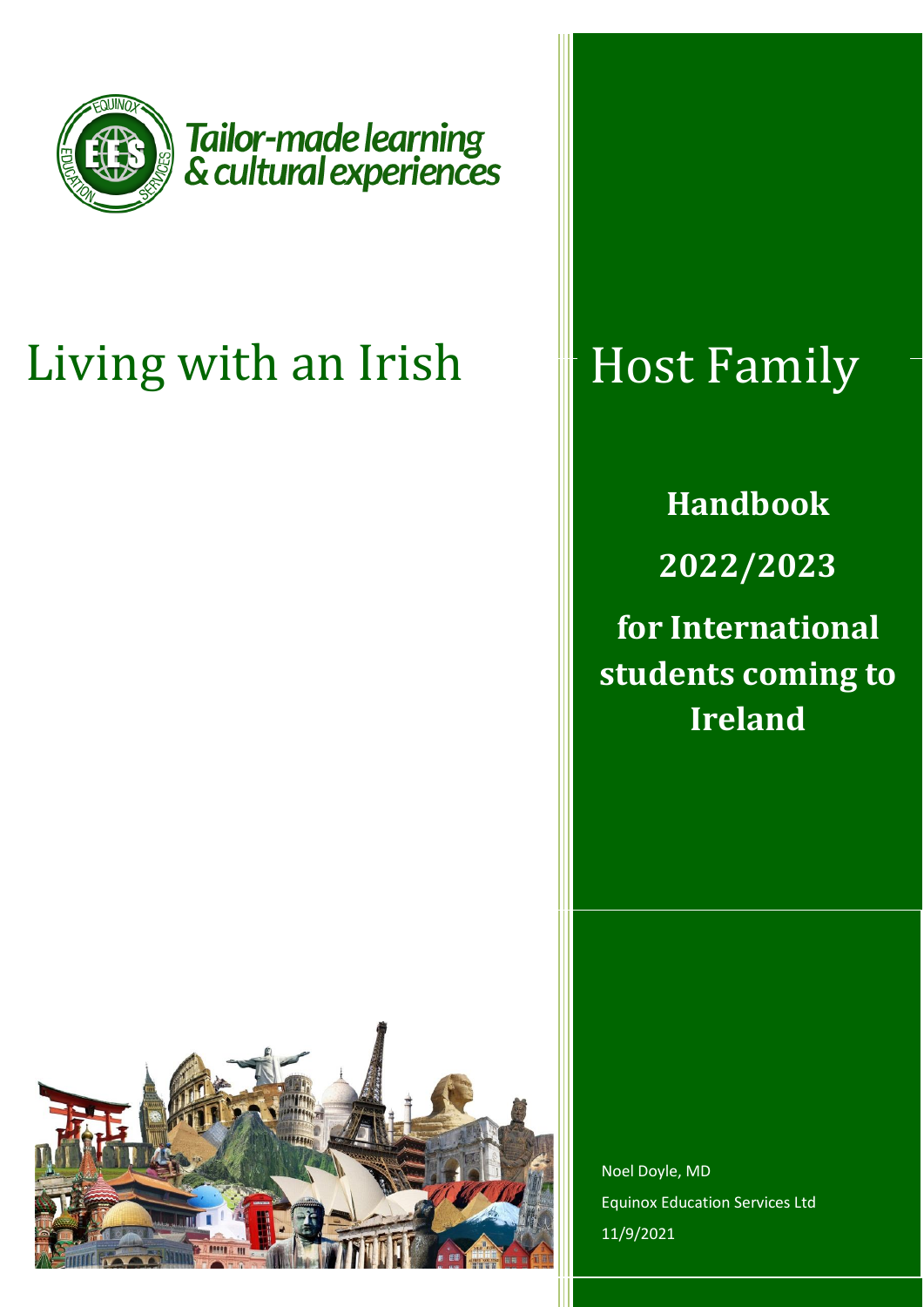Tailor-made learning & cultural experiences

# Living with an Irish Host Family

**Handbook**

**2022/2023**

**for International students coming to Ireland**

Noel Doyle, MD

Equinox Education Services Ltd

11/9/2021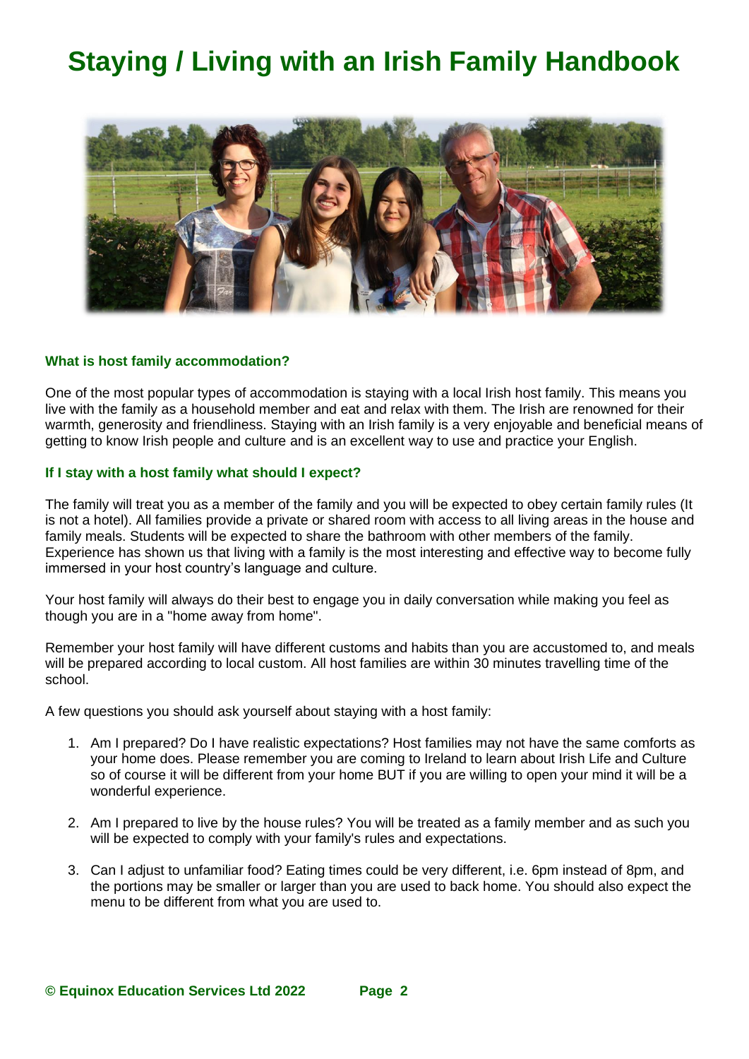# Staying / Living with an Irish Family Handbook

### What is host family accommodation?

One of the most popular types of accommodation is staying with a local Irish host family. This means you live with the family as a household member and eat and relax with them. The Irish are renowned for their warmth, generosity and friendliness. Staying with an Irish family is a very enjoyable and beneficial means of getting to know Irish people and culture and is an excellent way to use and practice your English.

### If I stay with a host family what should I expect?

The family will treat you as a member of the family and you will be expected to obey certain family rules (It is not a hotel). All families provide a private or shared room with access to all living areas in the house and family meals. Students will be expected to share the bathroom with other members of the family. Experience has shown us that living with a family is the most interesting and effective way to become fully immersed in your host country's language and culture.

Your host family will always do their best to engage you in daily conversation while making you feel as though you are in a "home away from home".

Remember your host family will have different customs and habits than you are accustomed to, and meals will be prepared according to local custom. All host families are within 30 minutes travelling time of the school.

A few questions you should ask yourself about staying with a host family:

1. Am I prepared? Do I have realistic expectations? Host families may not have the same comforts as your home does. Please remember you are coming to Ireland to learn about Irish Life and Culture so of course it will be different from your home BUT if you are willing to open your mind it will be a wonderful experience.

2. Am I prepared to live by the house rules? You will be treated as a family member and as such you will be expected to comply with your family's rules and expectations.

3. Can I adjust to unfamiliar food? Eating times could be very different, i.e. 6pm instead of 8pm, and the portions may be smaller or larger than you are used to back home. You should also expect the menu to be different from what you are used to.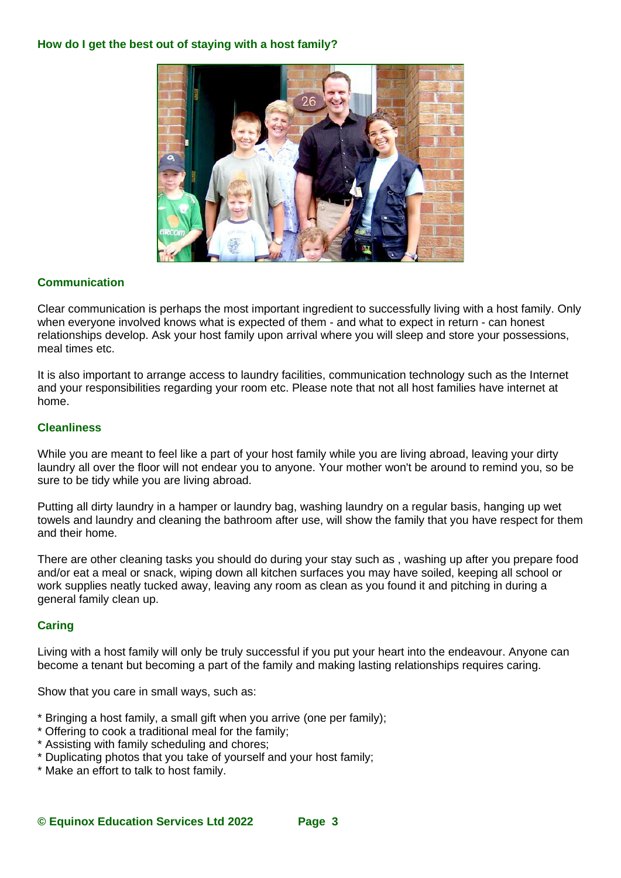## How do I get the best out of staying with a host family?

### Communication

Clear communication is perhaps the most important ingredient to successfully living with a host family. Only when everyone involved knows what is expected of them - and what to expect in return - can honest relationships develop. Ask your host family upon arrival where you will sleep and store your possessions, meal times etc.

It is also important to arrange access to laundry facilities, communication technology such as the Internet and your responsibilities regarding your room etc. Please note that not all host families have internet at home.

### Cleanliness

While you are meant to feel like a part of your host family while you are living abroad, leaving your dirty laundry all over the floor will not endear you to anyone. Your mother won't be around to remind you, so be sure to be tidy while you are living abroad.

Putting all dirty laundry in a hamper or laundry bag, washing laundry on a regular basis, hanging up wet towels and laundry and cleaning the bathroom after use, will show the family that you have respect for them and their home.

There are other cleaning tasks you should do during your stay such as , washing up after you prepare food and/or eat a meal or snack, wiping down all kitchen surfaces you may have soiled, keeping all school or work supplies neatly tucked away, leaving any room as clean as you found it and pitching in during a general family clean up.

### Caring

Living with a host family will only be truly successful if you put your heart into the endeavour. Anyone can become a tenant but becoming a part of the family and making lasting relationships requires caring.

Show that you care in small ways, such as:

* Bringing a host family, a small gift when you arrive (one per family);
* Offering to cook a traditional meal for the family;
* Assisting with family scheduling and chores;
* Duplicating photos that you take of yourself and your host family;
* Make an effort to talk to host family.

**© Equinox Education Services Ltd 2022**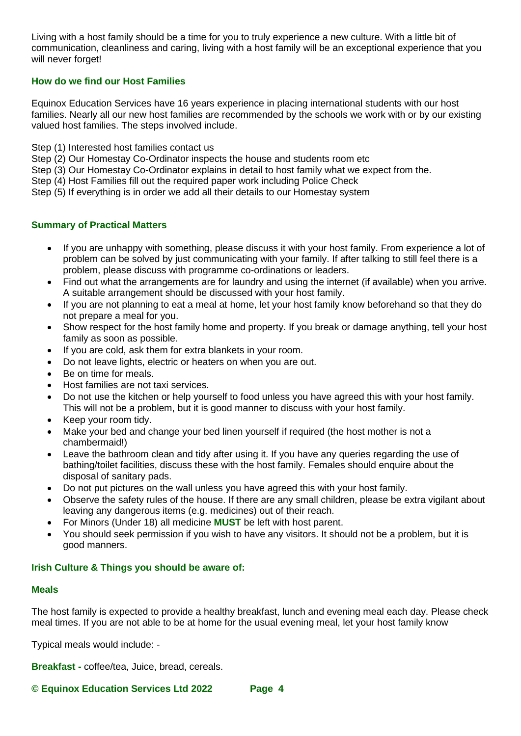Living with a host family should be a time for you to truly experience a new culture. With a little bit of communication, cleanliness and caring, living with a host family will be an exceptional experience that you will never forget!

### How do we find our Host Families

Equinox Education Services have 16 years experience in placing international students with our host families. Nearly all our new host families are recommended by the schools we work with or by our existing valued host families. The steps involved include.

Step (1) Interested host families contact us
Step (2) Our Homestay Co-Ordinator inspects the house and students room etc
Step (3) Our Homestay Co-Ordinator explains in detail to host family what we expect from the.
Step (4) Host Families fill out the required paper work including Police Check
Step (5) If everything is in order we add all their details to our Homestay system

### Summary of Practical Matters

- If you are unhappy with something, please discuss it with your host family. From experience a lot of problem can be solved by just communicating with your family. If after talking to still feel there is a problem, please discuss with programme co-ordinations or leaders.
- Find out what the arrangements are for laundry and using the internet (if available) when you arrive. A suitable arrangement should be discussed with your host family.
- If you are not planning to eat a meal at home, let your host family know beforehand so that they do not prepare a meal for you.
- Show respect for the host family home and property. If you break or damage anything, tell your host family as soon as possible.
- If you are cold, ask them for extra blankets in your room.
- Do not leave lights, electric or heaters on when you are out.
- Be on time for meals.
- Host families are not taxi services.
- Do not use the kitchen or help yourself to food unless you have agreed this with your host family. This will not be a problem, but it is good manner to discuss with your host family.
- Keep your room tidy.
- Make your bed and change your bed linen yourself if required (the host mother is not a chambermaid!)
- Leave the bathroom clean and tidy after using it. If you have any queries regarding the use of bathing/toilet facilities, discuss these with the host family. Females should enquire about the disposal of sanitary pads.
- Do not put pictures on the wall unless you have agreed this with your host family.
- Observe the safety rules of the house. If there are any small children, please be extra vigilant about leaving any dangerous items (e.g. medicines) out of their reach.
- For Minors (Under 18) all medicine **MUST** be left with host parent.
- You should seek permission if you wish to have any visitors. It should not be a problem, but it is good manners.

### Irish Culture & Things you should be aware of:

#### Meals

The host family is expected to provide a healthy breakfast, lunch and evening meal each day. Please check meal times. If you are not able to be at home for the usual evening meal, let your host family know

Typical meals would include: -

**Breakfast -** coffee/tea, Juice, bread, cereals.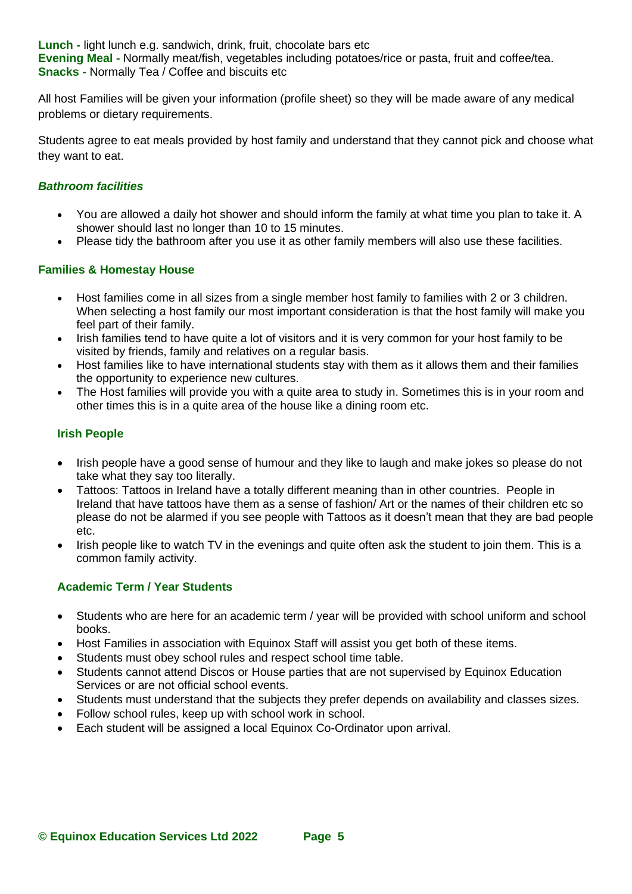**Lunch -** light lunch e.g. sandwich, drink, fruit, chocolate bars etc
**Evening Meal -** Normally meat/fish, vegetables including potatoes/rice or pasta, fruit and coffee/tea.
**Snacks -** Normally Tea / Coffee and biscuits etc

All host Families will be given your information (profile sheet) so they will be made aware of any medical problems or dietary requirements.

Students agree to eat meals provided by host family and understand that they cannot pick and choose what they want to eat.

### *Bathroom facilities*

- You are allowed a daily hot shower and should inform the family at what time you plan to take it. A shower should last no longer than 10 to 15 minutes.
- Please tidy the bathroom after you use it as other family members will also use these facilities.

### Families & Homestay House

- Host families come in all sizes from a single member host family to families with 2 or 3 children. When selecting a host family our most important consideration is that the host family will make you feel part of their family.
- Irish families tend to have quite a lot of visitors and it is very common for your host family to be visited by friends, family and relatives on a regular basis.
- Host families like to have international students stay with them as it allows them and their families the opportunity to experience new cultures.
- The Host families will provide you with a quite area to study in. Sometimes this is in your room and other times this is in a quite area of the house like a dining room etc.

### Irish People

- Irish people have a good sense of humour and they like to laugh and make jokes so please do not take what they say too literally.
- Tattoos: Tattoos in Ireland have a totally different meaning than in other countries. People in Ireland that have tattoos have them as a sense of fashion/ Art or the names of their children etc so please do not be alarmed if you see people with Tattoos as it doesn't mean that they are bad people etc.
- Irish people like to watch TV in the evenings and quite often ask the student to join them. This is a common family activity.

### Academic Term / Year Students

- Students who are here for an academic term / year will be provided with school uniform and school books.
- Host Families in association with Equinox Staff will assist you get both of these items.
- Students must obey school rules and respect school time table.
- Students cannot attend Discos or House parties that are not supervised by Equinox Education Services or are not official school events.
- Students must understand that the subjects they prefer depends on availability and classes sizes.
- Follow school rules, keep up with school work in school.
- Each student will be assigned a local Equinox Co-Ordinator upon arrival.

**© Equinox Education Services Ltd 2022**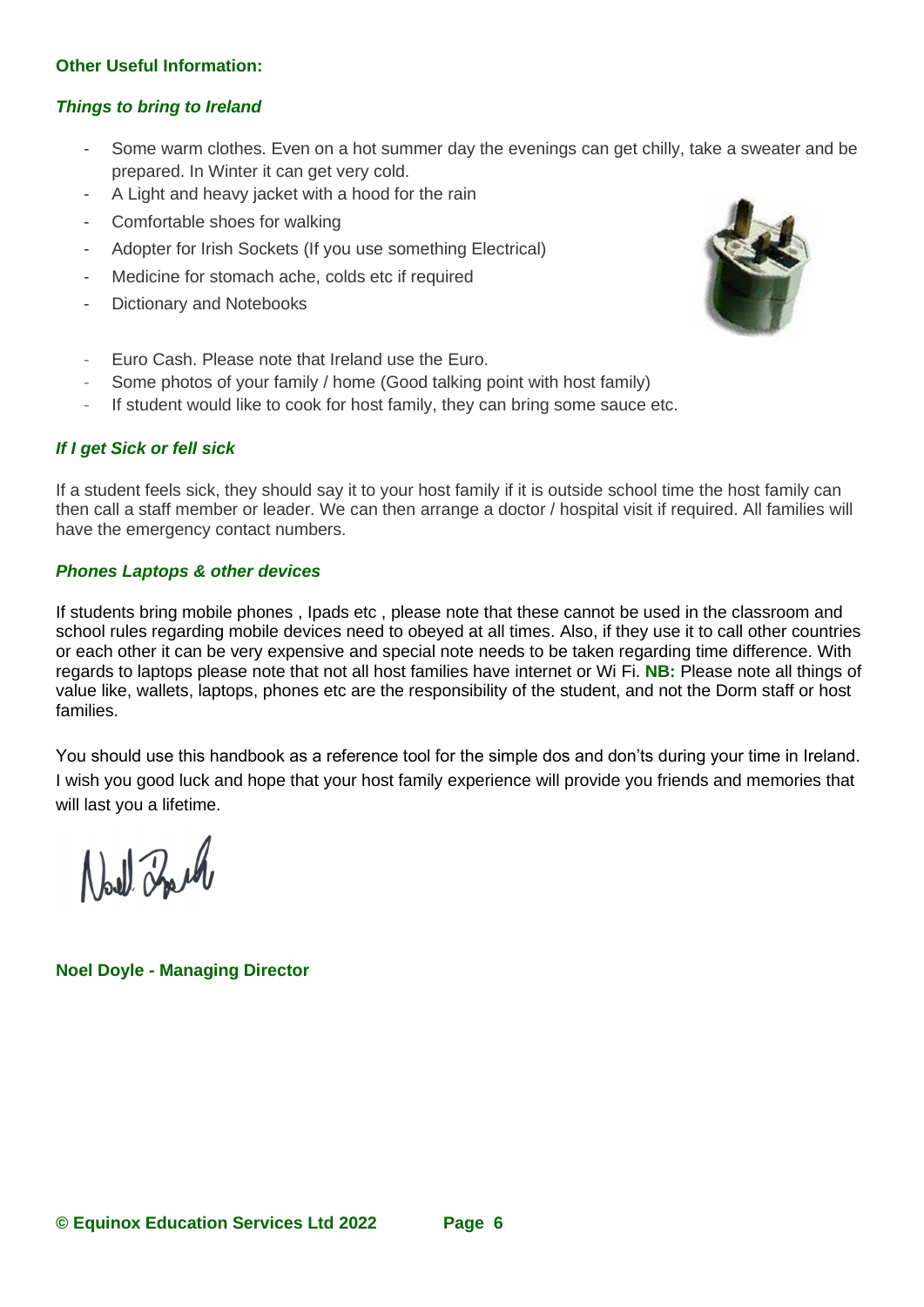**Other Useful Information:**

***Things to bring to Ireland***

- Some warm clothes. Even on a hot summer day the evenings can get chilly, take a sweater and be prepared. In Winter it can get very cold.
- A Light and heavy jacket with a hood for the rain
- Comfortable shoes for walking
- Adopter for Irish Sockets (If you use something Electrical)
- Medicine for stomach ache, colds etc if required
- Dictionary and Notebooks
- Euro Cash. Please note that Ireland use the Euro.
- Some photos of your family / home (Good talking point with host family)
- If student would like to cook for host family, they can bring some sauce etc.

***If I get Sick or fell sick***

If a student feels sick, they should say it to your host family if it is outside school time the host family can then call a staff member or leader. We can then arrange a doctor / hospital visit if required. All families will have the emergency contact numbers.

***Phones Laptops & other devices***

If students bring mobile phones , Ipads etc , please note that these cannot be used in the classroom and school rules regarding mobile devices need to obeyed at all times. Also, if they use it to call other countries or each other it can be very expensive and special note needs to be taken regarding time difference. With regards to laptops please note that not all host families have internet or Wi Fi. **NB:** Please note all things of value like, wallets, laptops, phones etc are the responsibility of the student, and not the Dorm staff or host families.

You should use this handbook as a reference tool for the simple dos and don'ts during your time in Ireland. I wish you good luck and hope that your host family experience will provide you friends and memories that will last you a lifetime.

**Noel Doyle - Managing Director**

**© Equinox Education Services Ltd 2022**